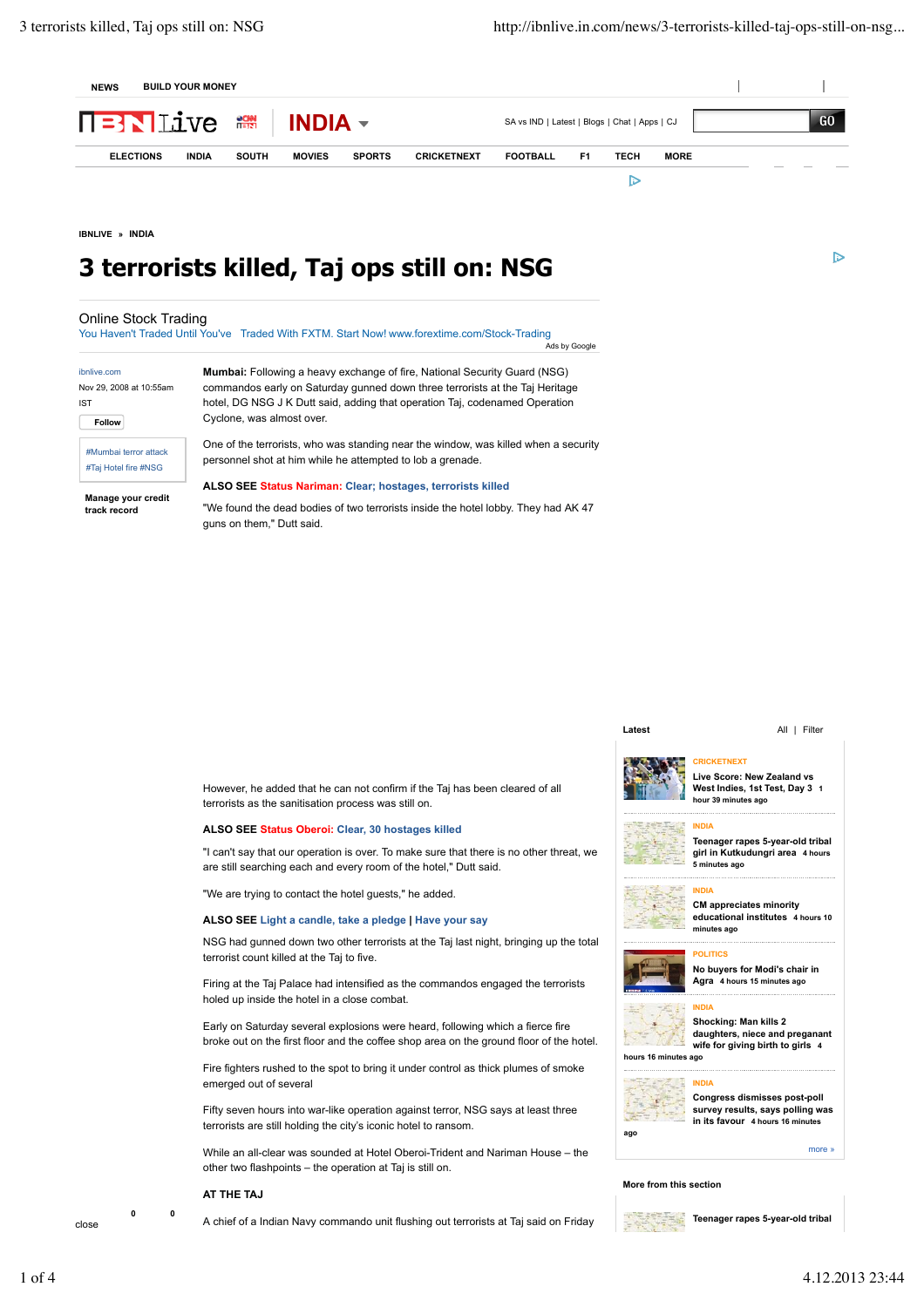NEWS BUILD YOUR MONEY

IBNLive INDIA

SA vs IND | Latest | Blogs | Chat | Apps | CJ

GO

ELECTIONS INDIA SOUTH MOVIES SPORTS CRICKETNEXT FOOTBALL F1 TECH MORE

IBNLIVE » INDIA

# 3 terrorists killed, Taj ops still on: NSG

Online Stock Trading
You Haven't Traded Until You've Traded With FXTM. Start Now! www.forextime.com/Stock-Trading
Ads by Google

ibnlive.com
Nov 29, 2008 at 10:55am IST
Follow

#Mumbai terror attack
#Taj Hotel fire #NSG

Manage your credit track record

**Mumbai:** Following a heavy exchange of fire, National Security Guard (NSG) commandos early on Saturday gunned down three terrorists at the Taj Heritage hotel, DG NSG J K Dutt said, adding that operation Taj, codenamed Operation Cyclone, was almost over.

One of the terrorists, who was standing near the window, was killed when a security personnel shot at him while he attempted to lob a grenade.

**ALSO SEE** Status Nariman: Clear; hostages, terrorists killed

"We found the dead bodies of two terrorists inside the hotel lobby. They had AK 47 guns on them," Dutt said.

However, he added that he can not confirm if the Taj has been cleared of all terrorists as the sanitisation process was still on.

**ALSO SEE** Status Oberoi: Clear, 30 hostages killed

"I can't say that our operation is over. To make sure that there is no other threat, we are still searching each and every room of the hotel," Dutt said.

"We are trying to contact the hotel guests," he added.

**ALSO SEE** Light a candle, take a pledge | Have your say

NSG had gunned down two other terrorists at the Taj last night, bringing up the total terrorist count killed at the Taj to five.

Firing at the Taj Palace had intensified as the commandos engaged the terrorists holed up inside the hotel in a close combat.

Early on Saturday several explosions were heard, following which a fierce fire broke out on the first floor and the coffee shop area on the ground floor of the hotel.

Fire fighters rushed to the spot to bring it under control as thick plumes of smoke emerged out of several

Fifty seven hours into war-like operation against terror, NSG says at least three terrorists are still holding the city's iconic hotel to ransom.

While an all-clear was sounded at Hotel Oberoi-Trident and Nariman House – the other two flashpoints – the operation at Taj is still on.

**AT THE TAJ**

A chief of a Indian Navy commando unit flushing out terrorists at Taj said on Friday

**Latest** All | Filter

CRICKETNEXT
**Live Score: New Zealand vs West Indies, 1st Test, Day 3** 1 hour 39 minutes ago

INDIA
**Teenager rapes 5-year-old tribal girl in Kutkudungri area** 4 hours 5 minutes ago

INDIA
**CM appreciates minority educational institutes** 4 hours 10 minutes ago

POLITICS
**No buyers for Modi's chair in Agra** 4 hours 15 minutes ago

INDIA
**Shocking: Man kills 2 daughters, niece and pregnant wife for giving birth to girls** 4 hours 16 minutes ago

INDIA
**Congress dismisses post-poll survey results, says polling was in its favour** 4 hours 16 minutes ago

more »

**More from this section**

**Teenager rapes 5-year-old tribal**

close 0 0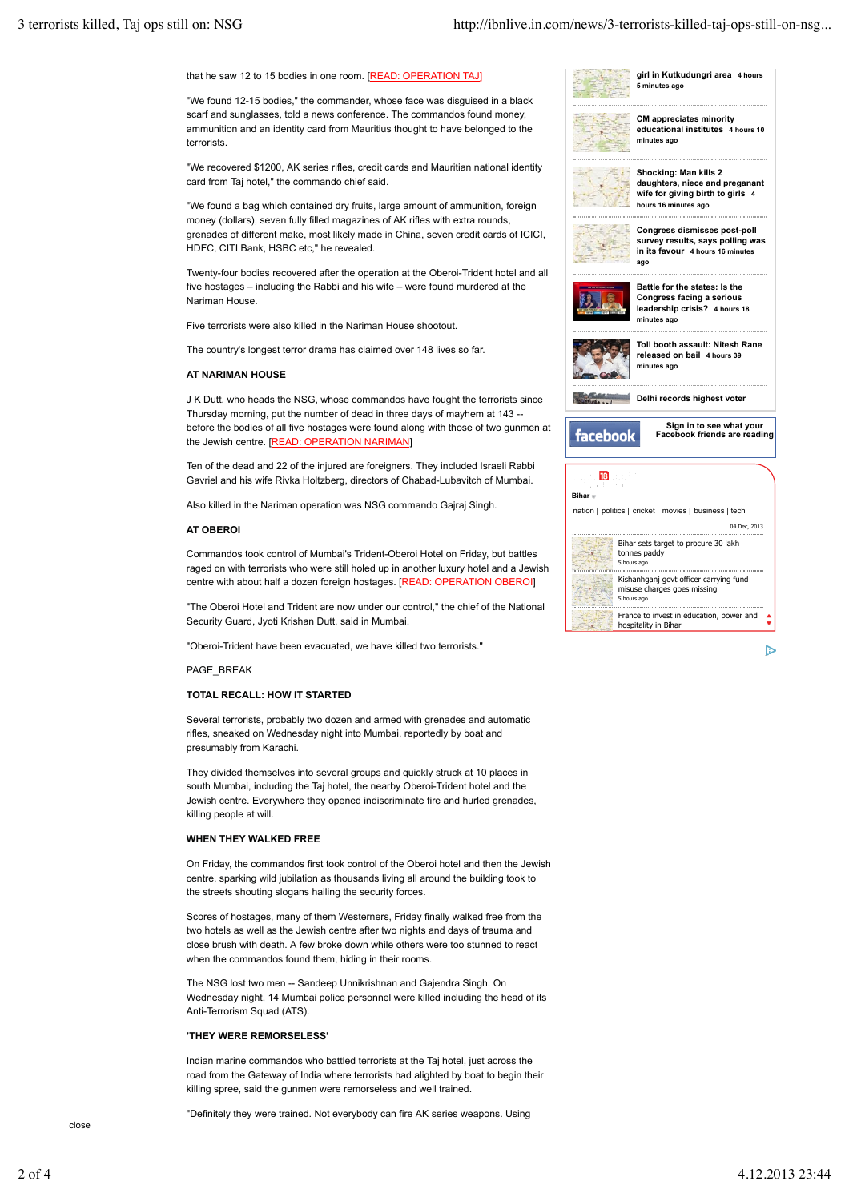that he saw 12 to 15 bodies in one room. [READ: OPERATION TAJ]

"We found 12-15 bodies," the commander, whose face was disguised in a black scarf and sunglasses, told a news conference. The commandos found money, ammunition and an identity card from Mauritius thought to have belonged to the terrorists.

"We recovered $1200, AK series rifles, credit cards and Mauritian national identity card from Taj hotel," the commando chief said.

"We found a bag which contained dry fruits, large amount of ammunition, foreign money (dollars), seven fully filled magazines of AK rifles with extra rounds, grenades of different make, most likely made in China, seven credit cards of ICICI, HDFC, CITI Bank, HSBC etc," he revealed.

Twenty-four bodies recovered after the operation at the Oberoi-Trident hotel and all five hostages – including the Rabbi and his wife – were found murdered at the Nariman House.

Five terrorists were also killed in the Nariman House shootout.

The country's longest terror drama has claimed over 148 lives so far.

**AT NARIMAN HOUSE**

J K Dutt, who heads the NSG, whose commandos have fought the terrorists since Thursday morning, put the number of dead in three days of mayhem at 143 -- before the bodies of all five hostages were found along with those of two gunmen at the Jewish centre. [READ: OPERATION NARIMAN]

Ten of the dead and 22 of the injured are foreigners. They included Israeli Rabbi Gavriel and his wife Rivka Holtzberg, directors of Chabad-Lubavitch of Mumbai.

Also killed in the Nariman operation was NSG commando Gajraj Singh.

**AT OBEROI**

Commandos took control of Mumbai's Trident-Oberoi Hotel on Friday, but battles raged on with terrorists who were still holed up in another luxury hotel and a Jewish centre with about half a dozen foreign hostages. [READ: OPERATION OBEROI]

"The Oberoi Hotel and Trident are now under our control," the chief of the National Security Guard, Jyoti Krishan Dutt, said in Mumbai.

"Oberoi-Trident have been evacuated, we have killed two terrorists."

PAGE_BREAK

**TOTAL RECALL: HOW IT STARTED**

Several terrorists, probably two dozen and armed with grenades and automatic rifles, sneaked on Wednesday night into Mumbai, reportedly by boat and presumably from Karachi.

They divided themselves into several groups and quickly struck at 10 places in south Mumbai, including the Taj hotel, the nearby Oberoi-Trident hotel and the Jewish centre. Everywhere they opened indiscriminate fire and hurled grenades, killing people at will.

**WHEN THEY WALKED FREE**

On Friday, the commandos first took control of the Oberoi hotel and then the Jewish centre, sparking wild jubilation as thousands living all around the building took to the streets shouting slogans hailing the security forces.

Scores of hostages, many of them Westerners, Friday finally walked free from the two hotels as well as the Jewish centre after two nights and days of trauma and close brush with death. A few broke down while others were too stunned to react when the commandos found them, hiding in their rooms.

The NSG lost two men -- Sandeep Unnikrishnan and Gajendra Singh. On Wednesday night, 14 Mumbai police personnel were killed including the head of its Anti-Terrorism Squad (ATS).

**'THEY WERE REMORSELESS'**

Indian marine commandos who battled terrorists at the Taj hotel, just across the road from the Gateway of India where terrorists had alighted by boat to begin their killing spree, said the gunmen were remorseless and well trained.

"Definitely they were trained. Not everybody can fire AK series weapons. Using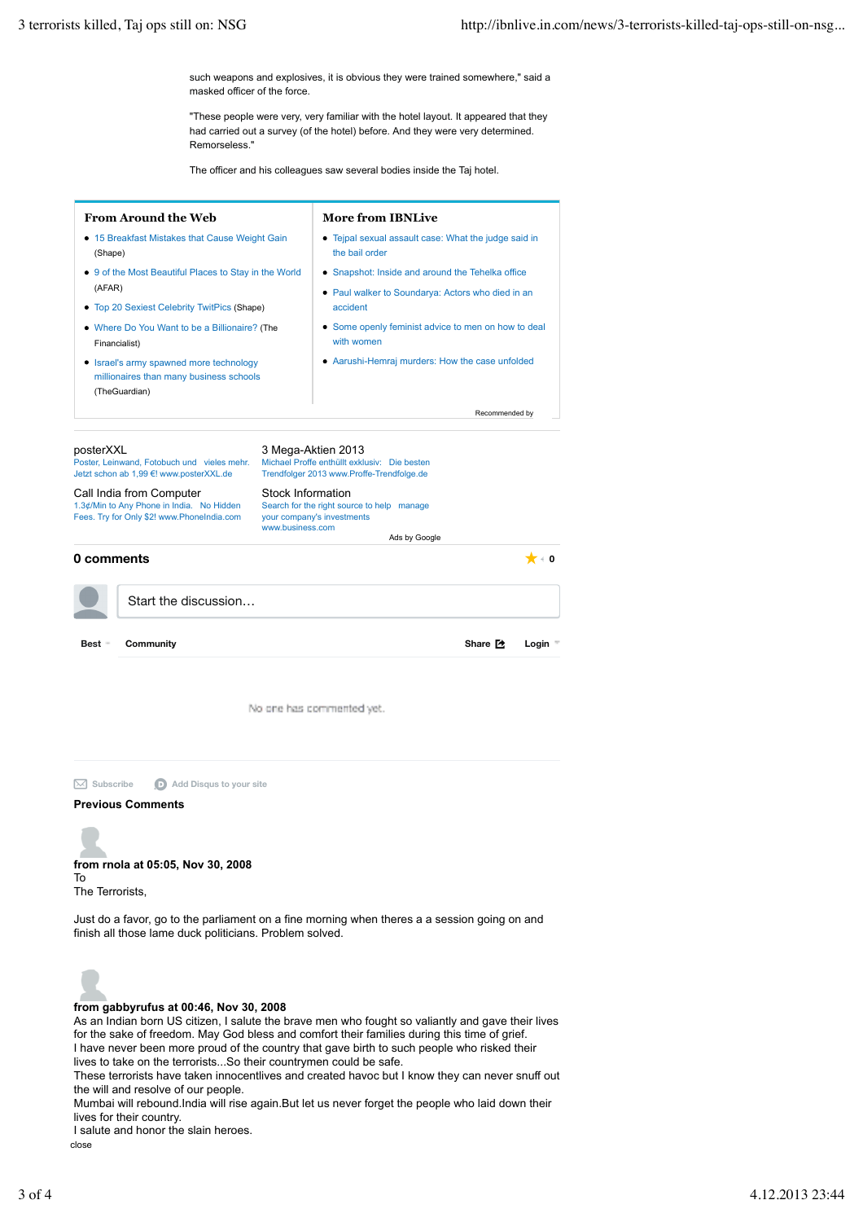such weapons and explosives, it is obvious they were trained somewhere," said a masked officer of the force.

"These people were very, very familiar with the hotel layout. It appeared that they had carried out a survey (of the hotel) before. And they were very determined. Remorseless."

The officer and his colleagues saw several bodies inside the Taj hotel.

### From Around the Web

- 15 Breakfast Mistakes that Cause Weight Gain (Shape)
- 9 of the Most Beautiful Places to Stay in the World (AFAR)
- Top 20 Sexiest Celebrity TwitPics (Shape)
- Where Do You Want to be a Billionaire? (The Financialist)
- Israel's army spawned more technology millionaires than many business schools (TheGuardian)

### More from IBNLive

- Tejpal sexual assault case: What the judge said in the bail order
- Snapshot: Inside and around the Tehelka office
- Paul walker to Soundarya: Actors who died in an accident
- Some openly feminist advice to men on how to deal with women
- Aarushi-Hemraj murders: How the case unfolded

Recommended by

posterXXL
Poster, Leinwand, Fotobuch und vieles mehr. Jetzt schon ab 1,99 €! www.posterXXL.de

3 Mega-Aktien 2013
Michael Proffe enthüllt exklusiv: Die besten Trendfolger 2013 www.Proffe-Trendfolge.de

Call India from Computer
1.3¢/Min to Any Phone in India. No Hidden Fees. Try for Only $2! www.PhoneIndia.com

Stock Information
Search for the right source to help manage your company's investments www.business.com

Ads by Google

**0 comments** 0

Start the discussion…

Best Community Share Login

No one has commented yet.

Subscribe Add Disqus to your site

**Previous Comments**

**from rnola at 05:05, Nov 30, 2008**
To
The Terrorists,

Just do a favor, go to the parliament on a fine morning when theres a a session going on and finish all those lame duck politicians. Problem solved.

**from gabbyrufus at 00:46, Nov 30, 2008**
As an Indian born US citizen, I salute the brave men who fought so valiantly and gave their lives for the sake of freedom. May God bless and comfort their families during this time of grief.
I have never been more proud of the country that gave birth to such people who risked their lives to take on the terrorists...So their countrymen could be safe.
These terrorists have taken innocentlives and created havoc but I know they can never snuff out the will and resolve of our people.
Mumbai will rebound.India will rise again.But let us never forget the people who laid down their lives for their country.
I salute and honor the slain heroes.

close